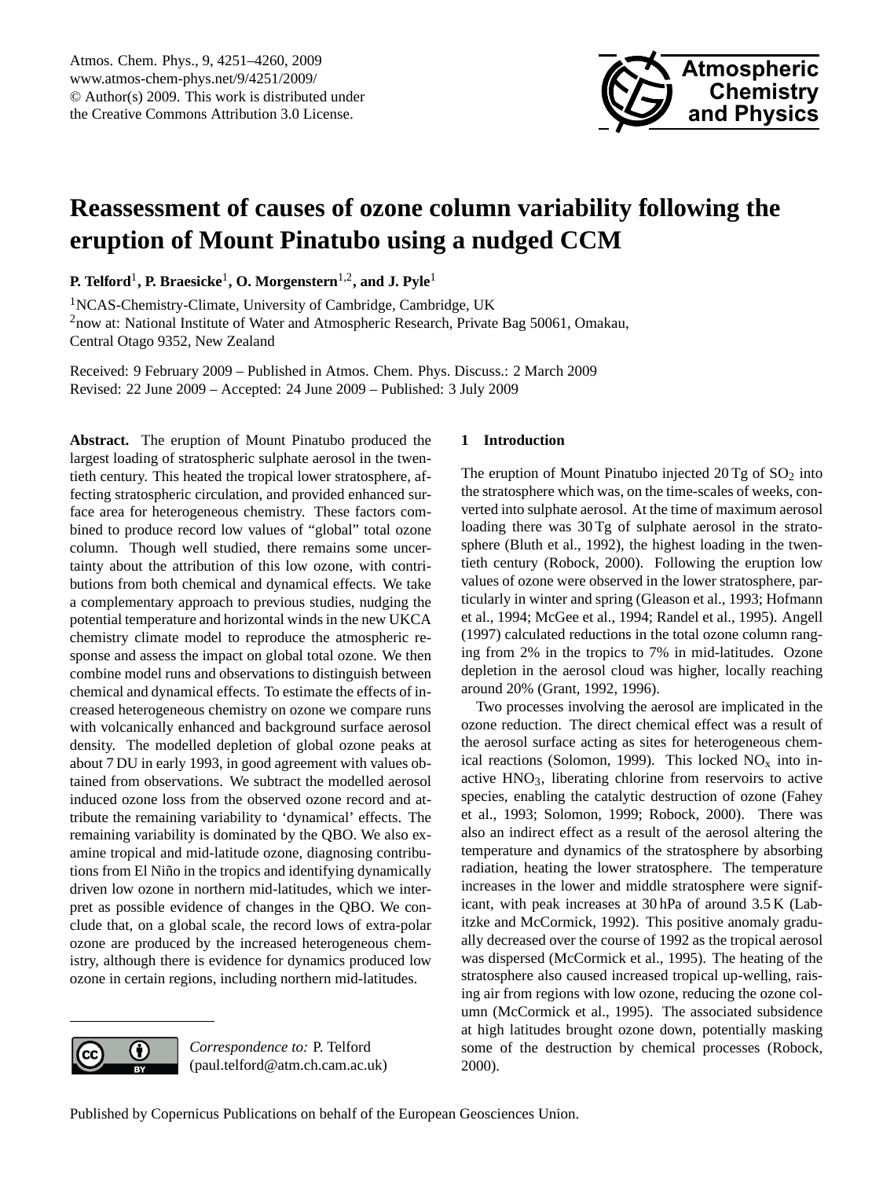# Reassessment of causes of ozone column variability following the eruption of Mount Pinatubo using a nudged CCM

**P. Telford[1], P. Braesicke[1], O. Morgenstern[1,2], and J. Pyle[1]**

[1]NCAS-Chemistry-Climate, University of Cambridge, Cambridge, UK

[2]now at: National Institute of Water and Atmospheric Research, Private Bag 50061, Omakau, Central Otago 9352, New Zealand

Received: 9 February 2009 – Published in Atmos. Chem. Phys. Discuss.: 2 March 2009
Revised: 22 June 2009 – Accepted: 24 June 2009 – Published: 3 July 2009

**Abstract.** The eruption of Mount Pinatubo produced the largest loading of stratospheric sulphate aerosol in the twentieth century. This heated the tropical lower stratosphere, affecting stratospheric circulation, and provided enhanced surface area for heterogeneous chemistry. These factors combined to produce record low values of "global" total ozone column. Though well studied, there remains some uncertainty about the attribution of this low ozone, with contributions from both chemical and dynamical effects. We take a complementary approach to previous studies, nudging the potential temperature and horizontal winds in the new UKCA chemistry climate model to reproduce the atmospheric response and assess the impact on global total ozone. We then combine model runs and observations to distinguish between chemical and dynamical effects. To estimate the effects of increased heterogeneous chemistry on ozone we compare runs with volcanically enhanced and background surface aerosol density. The modelled depletion of global ozone peaks at about 7 DU in early 1993, in good agreement with values obtained from observations. We subtract the modelled aerosol induced ozone loss from the observed ozone record and attribute the remaining variability to 'dynamical' effects. The remaining variability is dominated by the QBO. We also examine tropical and mid-latitude ozone, diagnosing contributions from El Niño in the tropics and identifying dynamically driven low ozone in northern mid-latitudes, which we interpret as possible evidence of changes in the QBO. We conclude that, on a global scale, the record lows of extra-polar ozone are produced by the increased heterogeneous chemistry, although there is evidence for dynamics produced low ozone in certain regions, including northern mid-latitudes.

*Correspondence to:* P. Telford
(paul.telford@atm.ch.cam.ac.uk)

## 1 Introduction

The eruption of Mount Pinatubo injected 20 Tg of $SO_2$ into the stratosphere which was, on the time-scales of weeks, converted into sulphate aerosol. At the time of maximum aerosol loading there was 30 Tg of sulphate aerosol in the stratosphere (Bluth et al., 1992), the highest loading in the twentieth century (Robock, 2000). Following the eruption low values of ozone were observed in the lower stratosphere, particularly in winter and spring (Gleason et al., 1993; Hofmann et al., 1994; McGee et al., 1994; Randel et al., 1995). Angell (1997) calculated reductions in the total ozone column ranging from 2% in the tropics to 7% in mid-latitudes. Ozone depletion in the aerosol cloud was higher, locally reaching around 20% (Grant, 1992, 1996).

Two processes involving the aerosol are implicated in the ozone reduction. The direct chemical effect was a result of the aerosol surface acting as sites for heterogeneous chemical reactions (Solomon, 1999). This locked $NO_x$ into inactive $HNO_3$, liberating chlorine from reservoirs to active species, enabling the catalytic destruction of ozone (Fahey et al., 1993; Solomon, 1999; Robock, 2000). There was also an indirect effect as a result of the aerosol altering the temperature and dynamics of the stratosphere by absorbing radiation, heating the lower stratosphere. The temperature increases in the lower and middle stratosphere were significant, with peak increases at 30 hPa of around 3.5 K (Labitzke and McCormick, 1992). This positive anomaly gradually decreased over the course of 1992 as the tropical aerosol was dispersed (McCormick et al., 1995). The heating of the stratosphere also caused increased tropical up-welling, raising air from regions with low ozone, reducing the ozone column (McCormick et al., 1995). The associated subsidence at high latitudes brought ozone down, potentially masking some of the destruction by chemical processes (Robock, 2000).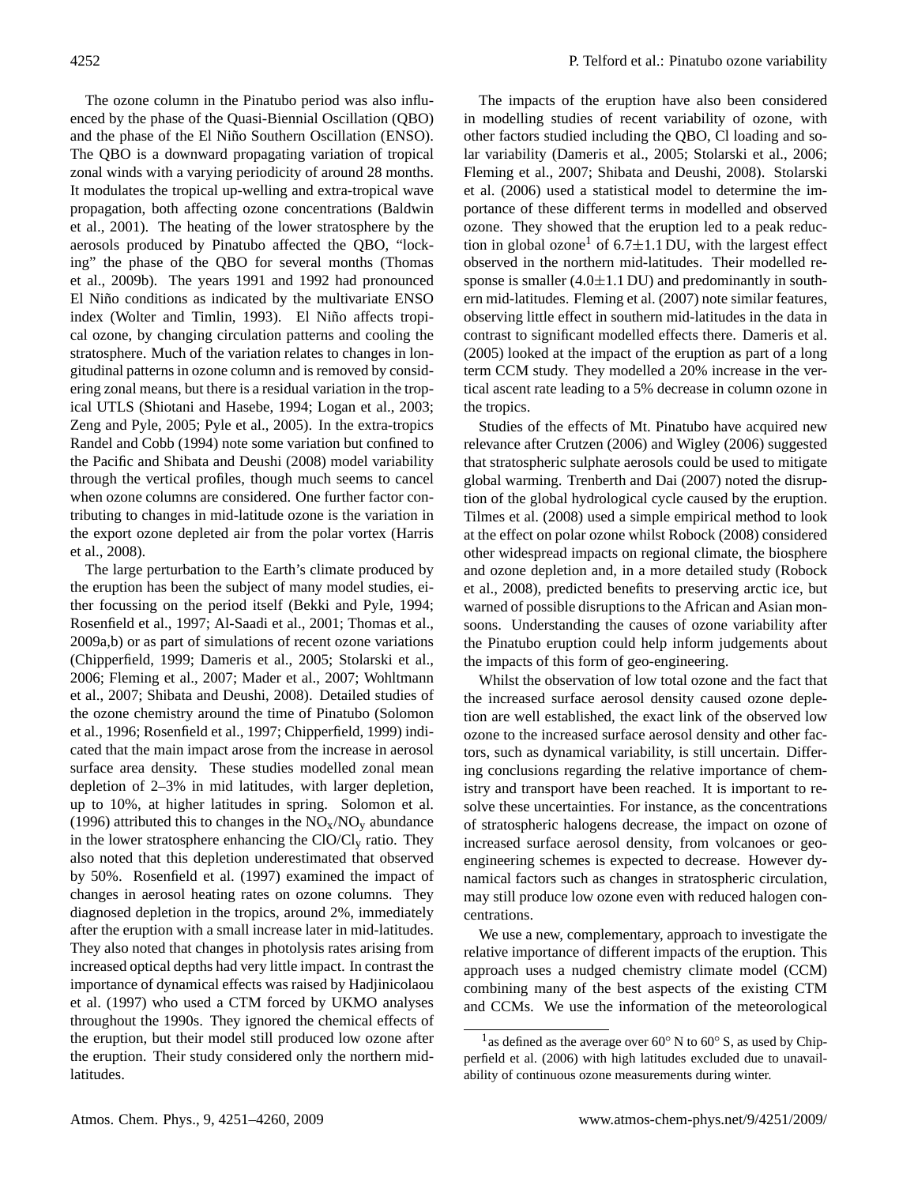The ozone column in the Pinatubo period was also influenced by the phase of the Quasi-Biennial Oscillation (QBO) and the phase of the El Niño Southern Oscillation (ENSO). The QBO is a downward propagating variation of tropical zonal winds with a varying periodicity of around 28 months. It modulates the tropical up-welling and extra-tropical wave propagation, both affecting ozone concentrations (Baldwin et al., 2001). The heating of the lower stratosphere by the aerosols produced by Pinatubo affected the QBO, "locking" the phase of the QBO for several months (Thomas et al., 2009b). The years 1991 and 1992 had pronounced El Niño conditions as indicated by the multivariate ENSO index (Wolter and Timlin, 1993). El Niño affects tropical ozone, by changing circulation patterns and cooling the stratosphere. Much of the variation relates to changes in longitudinal patterns in ozone column and is removed by considering zonal means, but there is a residual variation in the tropical UTLS (Shiotani and Hasebe, 1994; Logan et al., 2003; Zeng and Pyle, 2005; Pyle et al., 2005). In the extra-tropics Randel and Cobb (1994) note some variation but confined to the Pacific and Shibata and Deushi (2008) model variability through the vertical profiles, though much seems to cancel when ozone columns are considered. One further factor contributing to changes in mid-latitude ozone is the variation in the export ozone depleted air from the polar vortex (Harris et al., 2008).

The large perturbation to the Earth's climate produced by the eruption has been the subject of many model studies, either focussing on the period itself (Bekki and Pyle, 1994; Rosenfield et al., 1997; Al-Saadi et al., 2001; Thomas et al., 2009a,b) or as part of simulations of recent ozone variations (Chipperfield, 1999; Dameris et al., 2005; Stolarski et al., 2006; Fleming et al., 2007; Mader et al., 2007; Wohltmann et al., 2007; Shibata and Deushi, 2008). Detailed studies of the ozone chemistry around the time of Pinatubo (Solomon et al., 1996; Rosenfield et al., 1997; Chipperfield, 1999) indicated that the main impact arose from the increase in aerosol surface area density. These studies modelled zonal mean depletion of 2–3% in mid latitudes, with larger depletion, up to 10%, at higher latitudes in spring. Solomon et al. (1996) attributed this to changes in the $NO_x/NO_y$ abundance in the lower stratosphere enhancing the $ClO/Cl_y$ ratio. They also noted that this depletion underestimated that observed by 50%. Rosenfield et al. (1997) examined the impact of changes in aerosol heating rates on ozone columns. They diagnosed depletion in the tropics, around 2%, immediately after the eruption with a small increase later in mid-latitudes. They also noted that changes in photolysis rates arising from increased optical depths had very little impact. In contrast the importance of dynamical effects was raised by Hadjinicolaou et al. (1997) who used a CTM forced by UKMO analyses throughout the 1990s. They ignored the chemical effects of the eruption, but their model still produced low ozone after the eruption. Their study considered only the northern mid-latitudes.

The impacts of the eruption have also been considered in modelling studies of recent variability of ozone, with other factors studied including the QBO, Cl loading and solar variability (Dameris et al., 2005; Stolarski et al., 2006; Fleming et al., 2007; Shibata and Deushi, 2008). Stolarski et al. (2006) used a statistical model to determine the importance of these different terms in modelled and observed ozone. They showed that the eruption led to a peak reduction in global ozone[1] of 6.7±1.1 DU, with the largest effect observed in the northern mid-latitudes. Their modelled response is smaller (4.0±1.1 DU) and predominantly in southern mid-latitudes. Fleming et al. (2007) note similar features, observing little effect in southern mid-latitudes in the data in contrast to significant modelled effects there. Dameris et al. (2005) looked at the impact of the eruption as part of a long term CCM study. They modelled a 20% increase in the vertical ascent rate leading to a 5% decrease in column ozone in the tropics.

Studies of the effects of Mt. Pinatubo have acquired new relevance after Crutzen (2006) and Wigley (2006) suggested that stratospheric sulphate aerosols could be used to mitigate global warming. Trenberth and Dai (2007) noted the disruption of the global hydrological cycle caused by the eruption. Tilmes et al. (2008) used a simple empirical method to look at the effect on polar ozone whilst Robock (2008) considered other widespread impacts on regional climate, the biosphere and ozone depletion and, in a more detailed study (Robock et al., 2008), predicted benefits to preserving arctic ice, but warned of possible disruptions to the African and Asian monsoons. Understanding the causes of ozone variability after the Pinatubo eruption could help inform judgements about the impacts of this form of geo-engineering.

Whilst the observation of low total ozone and the fact that the increased surface aerosol density caused ozone depletion are well established, the exact link of the observed low ozone to the increased surface aerosol density and other factors, such as dynamical variability, is still uncertain. Differing conclusions regarding the relative importance of chemistry and transport have been reached. It is important to resolve these uncertainties. For instance, as the concentrations of stratospheric halogens decrease, the impact on ozone of increased surface aerosol density, from volcanoes or geo-engineering schemes is expected to decrease. However dynamical factors such as changes in stratospheric circulation, may still produce low ozone even with reduced halogen concentrations.

We use a new, complementary, approach to investigate the relative importance of different impacts of the eruption. This approach uses a nudged chemistry climate model (CCM) combining many of the best aspects of the existing CTM and CCMs. We use the information of the meteorological

[1] as defined as the average over 60° N to 60° S, as used by Chipperfield et al. (2006) with high latitudes excluded due to unavailability of continuous ozone measurements during winter.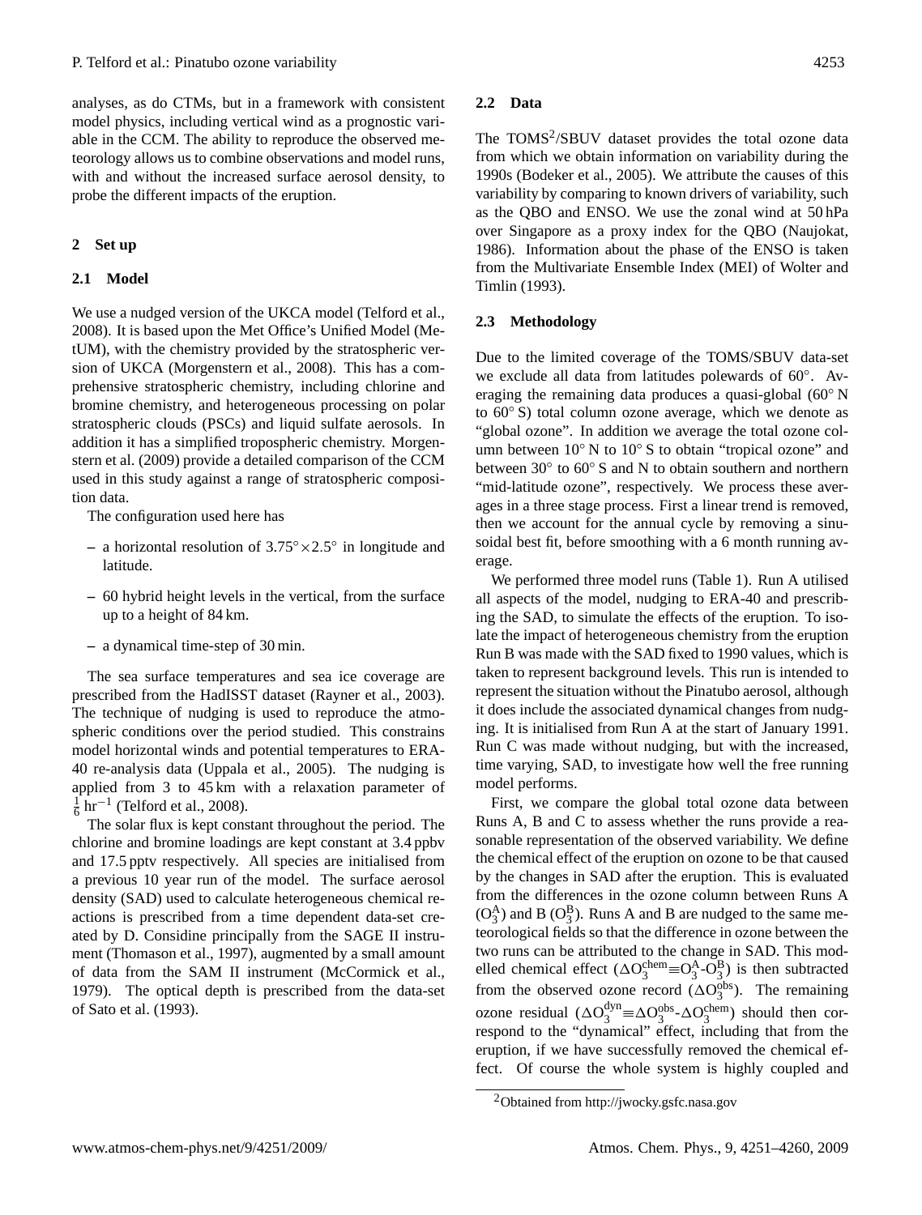analyses, as do CTMs, but in a framework with consistent model physics, including vertical wind as a prognostic variable in the CCM. The ability to reproduce the observed meteorology allows us to combine observations and model runs, with and without the increased surface aerosol density, to probe the different impacts of the eruption.

## 2 Set up

### 2.1 Model

We use a nudged version of the UKCA model (Telford et al., 2008). It is based upon the Met Office's Unified Model (MetUM), with the chemistry provided by the stratospheric version of UKCA (Morgenstern et al., 2008). This has a comprehensive stratospheric chemistry, including chlorine and bromine chemistry, and heterogeneous processing on polar stratospheric clouds (PSCs) and liquid sulfate aerosols. In addition it has a simplified tropospheric chemistry. Morgenstern et al. (2009) provide a detailed comparison of the CCM used in this study against a range of stratospheric composition data.

The configuration used here has

- a horizontal resolution of $3.75^\circ \times 2.5^\circ$ in longitude and latitude.
- 60 hybrid height levels in the vertical, from the surface up to a height of 84 km.
- a dynamical time-step of 30 min.

The sea surface temperatures and sea ice coverage are prescribed from the HadISST dataset (Rayner et al., 2003). The technique of nudging is used to reproduce the atmospheric conditions over the period studied. This constrains model horizontal winds and potential temperatures to ERA-40 re-analysis data (Uppala et al., 2005). The nudging is applied from 3 to 45 km with a relaxation parameter of $\frac{1}{6}$ hr$^{-1}$ (Telford et al., 2008).

The solar flux is kept constant throughout the period. The chlorine and bromine loadings are kept constant at 3.4 ppbv and 17.5 pptv respectively. All species are initialised from a previous 10 year run of the model. The surface aerosol density (SAD) used to calculate heterogeneous chemical reactions is prescribed from a time dependent data-set created by D. Considine principally from the SAGE II instrument (Thomason et al., 1997), augmented by a small amount of data from the SAM II instrument (McCormick et al., 1979). The optical depth is prescribed from the data-set of Sato et al. (1993).

### 2.2 Data

The TOMS[2]/SBUV dataset provides the total ozone data from which we obtain information on variability during the 1990s (Bodeker et al., 2005). We attribute the causes of this variability by comparing to known drivers of variability, such as the QBO and ENSO. We use the zonal wind at 50 hPa over Singapore as a proxy index for the QBO (Naujokat, 1986). Information about the phase of the ENSO is taken from the Multivariate Ensemble Index (MEI) of Wolter and Timlin (1993).

### 2.3 Methodology

Due to the limited coverage of the TOMS/SBUV data-set we exclude all data from latitudes polewards of 60°. Averaging the remaining data produces a quasi-global (60° N to 60° S) total column ozone average, which we denote as "global ozone". In addition we average the total ozone column between 10° N to 10° S to obtain "tropical ozone" and between 30° to 60° S and N to obtain southern and northern "mid-latitude ozone", respectively. We process these averages in a three stage process. First a linear trend is removed, then we account for the annual cycle by removing a sinusoidal best fit, before smoothing with a 6 month running average.

We performed three model runs (Table 1). Run A utilised all aspects of the model, nudging to ERA-40 and prescribing the SAD, to simulate the effects of the eruption. To isolate the impact of heterogeneous chemistry from the eruption Run B was made with the SAD fixed to 1990 values, which is taken to represent background levels. This run is intended to represent the situation without the Pinatubo aerosol, although it does include the associated dynamical changes from nudging. It is initialised from Run A at the start of January 1991. Run C was made without nudging, but with the increased, time varying, SAD, to investigate how well the free running model performs.

First, we compare the global total ozone data between Runs A, B and C to assess whether the runs provide a reasonable representation of the observed variability. We define the chemical effect of the eruption on ozone to be that caused by the changes in SAD after the eruption. This is evaluated from the differences in the ozone column between Runs A ($O_3^A$) and B ($O_3^B$). Runs A and B are nudged to the same meteorological fields so that the difference in ozone between the two runs can be attributed to the change in SAD. This modelled chemical effect ($\Delta O_3^{chem} \equiv O_3^A - O_3^B$) is then subtracted from the observed ozone record ($\Delta O_3^{obs}$). The remaining ozone residual ($\Delta O_3^{dyn} \equiv \Delta O_3^{obs} - \Delta O_3^{chem}$) should then correspond to the "dynamical" effect, including that from the eruption, if we have successfully removed the chemical effect. Of course the whole system is highly coupled and

[2] Obtained from http://jwocky.gsfc.nasa.gov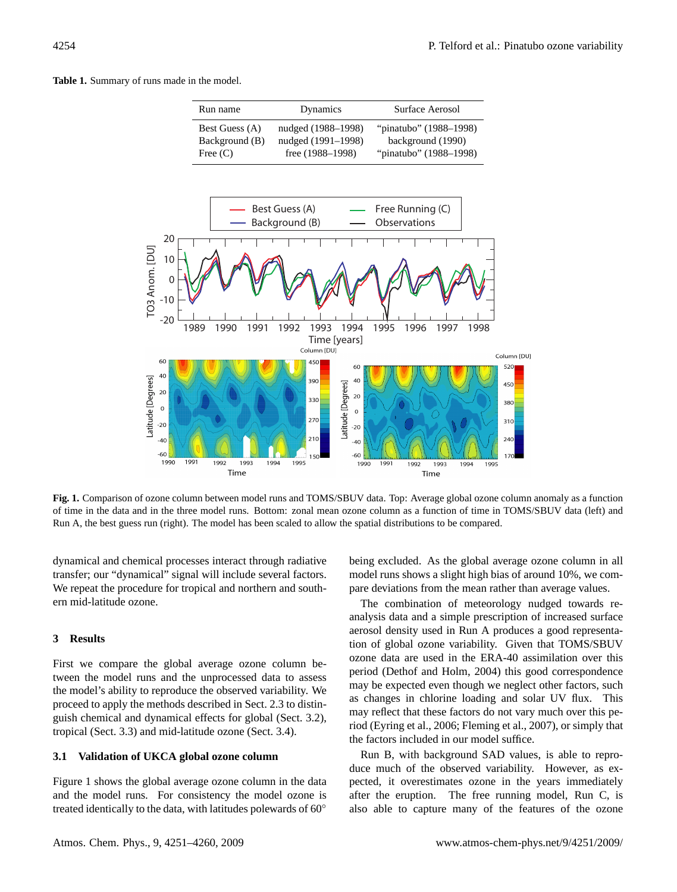**Table 1.** Summary of runs made in the model.

| Run name | Dynamics | Surface Aerosol |
|---|---|---|
| Best Guess (A) | nudged (1988–1998) | "pinatubo" (1988–1998) |
| Background (B) | nudged (1991–1998) | background (1990) |
| Free (C) | free (1988–1998) | "pinatubo" (1988–1998) |

Best Guess (A)
Background (B)
Free Running (C)
Observations

TO3 Anom. [DU]
20
10
0
-10
-20
1989 1990 1991 1992 1993 1994 1995 1996 1997 1998
Time [years]

Column [DU]
Latitude [Degrees]
60 40 20 0 -20 -40 -60
1990 1991 1992 1993 1994 1995
Time
450 390 330 270 210 150

Column [DU]
Latitude [Degrees]
60 40 20 0 -20 -40 -60
1990 1991 1992 1993 1994 1995
Time
520 450 380 310 240 170

**Fig. 1.** Comparison of ozone column between model runs and TOMS/SBUV data. Top: Average global ozone column anomaly as a function of time in the data and in the three model runs. Bottom: zonal mean ozone column as a function of time in TOMS/SBUV data (left) and Run A, the best guess run (right). The model has been scaled to allow the spatial distributions to be compared.

dynamical and chemical processes interact through radiative transfer; our "dynamical" signal will include several factors. We repeat the procedure for tropical and northern and southern mid-latitude ozone.

## 3 Results

First we compare the global average ozone column between the model runs and the unprocessed data to assess the model's ability to reproduce the observed variability. We proceed to apply the methods described in Sect. 2.3 to distinguish chemical and dynamical effects for global (Sect. 3.2), tropical (Sect. 3.3) and mid-latitude ozone (Sect. 3.4).

### 3.1 Validation of UKCA global ozone column

Figure 1 shows the global average ozone column in the data and the model runs. For consistency the model ozone is treated identically to the data, with latitudes polewards of 60° being excluded. As the global average ozone column in all model runs shows a slight high bias of around 10%, we compare deviations from the mean rather than average values.

The combination of meteorology nudged towards reanalysis data and a simple prescription of increased surface aerosol density used in Run A produces a good representation of global ozone variability. Given that TOMS/SBUV ozone data are used in the ERA-40 assimilation over this period (Dethof and Holm, 2004) this good correspondence may be expected even though we neglect other factors, such as changes in chlorine loading and solar UV flux. This may reflect that these factors do not vary much over this period (Eyring et al., 2006; Fleming et al., 2007), or simply that the factors included in our model suffice.

Run B, with background SAD values, is able to reproduce much of the observed variability. However, as expected, it overestimates ozone in the years immediately after the eruption. The free running model, Run C, is also able to capture many of the features of the ozone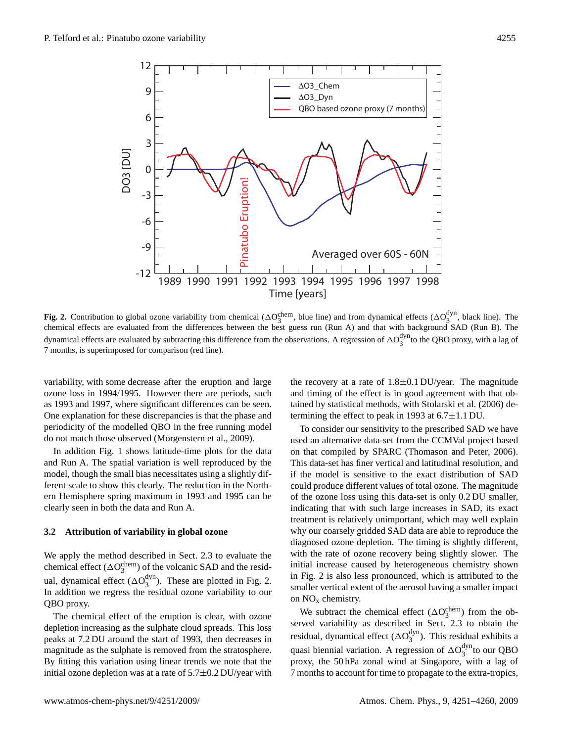ΔO3_Chem
ΔO3_Dyn
QBO based ozone proxy (7 months)

Pinatubo Eruption!

Averaged over 60S - 60N

DO3 [DU]

12
9
6
3
0
-3
-6
-9
-12

1989 1990 1991 1992 1993 1994 1995 1996 1997 1998

Time [years]

**Fig. 2.** Contribution to global ozone variability from chemical ($\Delta O_3^{chem}$, blue line) and from dynamical effects ($\Delta O_3^{dyn}$, black line). The chemical effects are evaluated from the differences between the best guess run (Run A) and that with background SAD (Run B). The dynamical effects are evaluated by subtracting this difference from the observations. A regression of $\Delta O_3^{dyn}$ to the QBO proxy, with a lag of 7 months, is superimposed for comparison (red line).

variability, with some decrease after the eruption and large ozone loss in 1994/1995. However there are periods, such as 1993 and 1997, where significant differences can be seen. One explanation for these discrepancies is that the phase and periodicity of the modelled QBO in the free running model do not match those observed (Morgenstern et al., 2009).

In addition Fig. 1 shows latitude-time plots for the data and Run A. The spatial variation is well reproduced by the model, though the small bias necessitates using a slightly different scale to show this clearly. The reduction in the Northern Hemisphere spring maximum in 1993 and 1995 can be clearly seen in both the data and Run A.

### 3.2 Attribution of variability in global ozone

We apply the method described in Sect. 2.3 to evaluate the chemical effect ($\Delta O_3^{chem}$) of the volcanic SAD and the residual, dynamical effect ($\Delta O_3^{dyn}$). These are plotted in Fig. 2. In addition we regress the residual ozone variability to our QBO proxy.

The chemical effect of the eruption is clear, with ozone depletion increasing as the sulphate cloud spreads. This loss peaks at 7.2 DU around the start of 1993, then decreases in magnitude as the sulphate is removed from the stratosphere. By fitting this variation using linear trends we note that the initial ozone depletion was at a rate of 5.7±0.2 DU/year with the recovery at a rate of 1.8±0.1 DU/year. The magnitude and timing of the effect is in good agreement with that obtained by statistical methods, with Stolarski et al. (2006) determining the effect to peak in 1993 at 6.7±1.1 DU.

To consider our sensitivity to the prescribed SAD we have used an alternative data-set from the CCMVal project based on that compiled by SPARC (Thomason and Peter, 2006). This data-set has finer vertical and latitudinal resolution, and if the model is sensitive to the exact distribution of SAD could produce different values of total ozone. The magnitude of the ozone loss using this data-set is only 0.2 DU smaller, indicating that with such large increases in SAD, its exact treatment is relatively unimportant, which may well explain why our coarsely gridded SAD data are able to reproduce the diagnosed ozone depletion. The timing is slightly different, with the rate of ozone recovery being slightly slower. The initial increase caused by heterogeneous chemistry shown in Fig. 2 is also less pronounced, which is attributed to the smaller vertical extent of the aerosol having a smaller impact on $NO_x$ chemistry.

We subtract the chemical effect ($\Delta O_3^{chem}$) from the observed variability as described in Sect. 2.3 to obtain the residual, dynamical effect ($\Delta O_3^{dyn}$). This residual exhibits a quasi biennial variation. A regression of $\Delta O_3^{dyn}$ to our QBO proxy, the 50 hPa zonal wind at Singapore, with a lag of 7 months to account for time to propagate to the extra-tropics,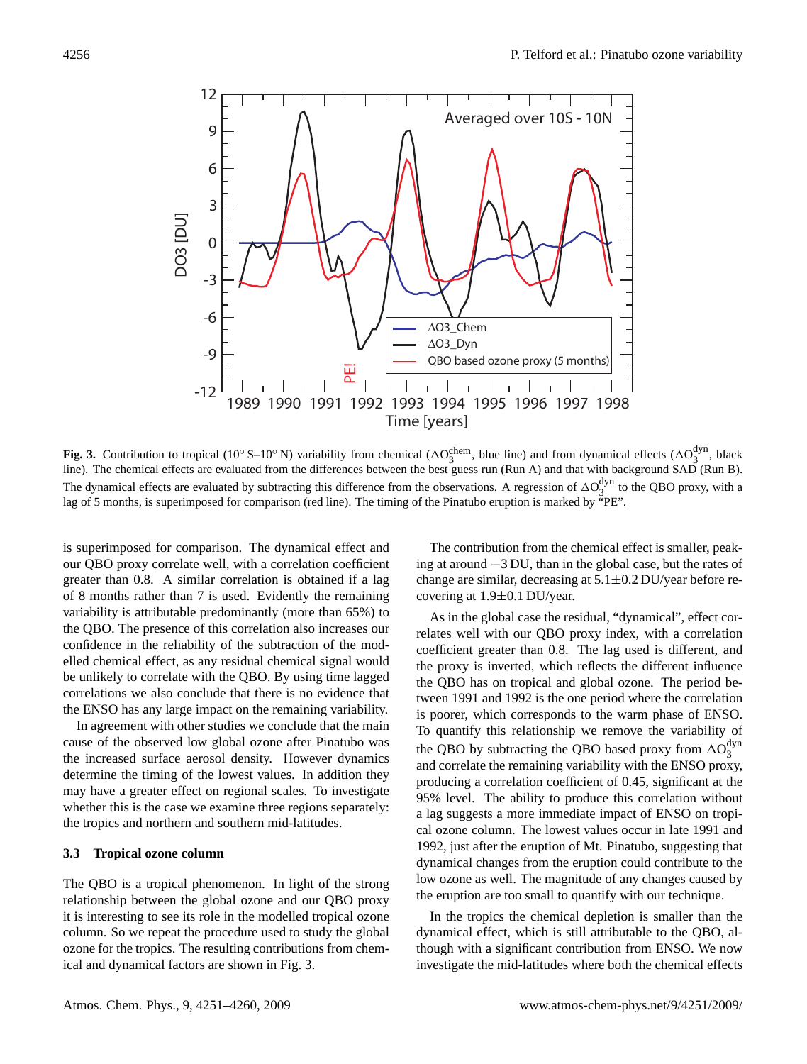12
9
6
3
0
-3
-6
-9
-12
DO3 [DU]
Averaged over 10S - 10N
ΔO3_Chem
ΔO3_Dyn
QBO based ozone proxy (5 months)
PE!
1989 1990 1991 1992 1993 1994 1995 1996 1997 1998
Time [years]

**Fig. 3.** Contribution to tropical (10° S–10° N) variability from chemical ($\Delta O_3^{chem}$, blue line) and from dynamical effects ($\Delta O_3^{dyn}$, black line). The chemical effects are evaluated from the differences between the best guess run (Run A) and that with background SAD (Run B). The dynamical effects are evaluated by subtracting this difference from the observations. A regression of $\Delta O_3^{dyn}$ to the QBO proxy, with a lag of 5 months, is superimposed for comparison (red line). The timing of the Pinatubo eruption is marked by "PE".

is superimposed for comparison. The dynamical effect and our QBO proxy correlate well, with a correlation coefficient greater than 0.8. A similar correlation is obtained if a lag of 8 months rather than 7 is used. Evidently the remaining variability is attributable predominantly (more than 65%) to the QBO. The presence of this correlation also increases our confidence in the reliability of the subtraction of the modelled chemical effect, as any residual chemical signal would be unlikely to correlate with the QBO. By using time lagged correlations we also conclude that there is no evidence that the ENSO has any large impact on the remaining variability.

In agreement with other studies we conclude that the main cause of the observed low global ozone after Pinatubo was the increased surface aerosol density. However dynamics determine the timing of the lowest values. In addition they may have a greater effect on regional scales. To investigate whether this is the case we examine three regions separately: the tropics and northern and southern mid-latitudes.

### 3.3 Tropical ozone column

The QBO is a tropical phenomenon. In light of the strong relationship between the global ozone and our QBO proxy it is interesting to see its role in the modelled tropical ozone column. So we repeat the procedure used to study the global ozone for the tropics. The resulting contributions from chemical and dynamical factors are shown in Fig. 3.

The contribution from the chemical effect is smaller, peaking at around −3 DU, than in the global case, but the rates of change are similar, decreasing at 5.1±0.2 DU/year before recovering at 1.9±0.1 DU/year.

As in the global case the residual, "dynamical", effect correlates well with our QBO proxy index, with a correlation coefficient greater than 0.8. The lag used is different, and the proxy is inverted, which reflects the different influence the QBO has on tropical and global ozone. The period between 1991 and 1992 is the one period where the correlation is poorer, which corresponds to the warm phase of ENSO. To quantify this relationship we remove the variability of the QBO by subtracting the QBO based proxy from $\Delta O_3^{dyn}$ and correlate the remaining variability with the ENSO proxy, producing a correlation coefficient of 0.45, significant at the 95% level. The ability to produce this correlation without a lag suggests a more immediate impact of ENSO on tropical ozone column. The lowest values occur in late 1991 and 1992, just after the eruption of Mt. Pinatubo, suggesting that dynamical changes from the eruption could contribute to the low ozone as well. The magnitude of any changes caused by the eruption are too small to quantify with our technique.

In the tropics the chemical depletion is smaller than the dynamical effect, which is still attributable to the QBO, although with a significant contribution from ENSO. We now investigate the mid-latitudes where both the chemical effects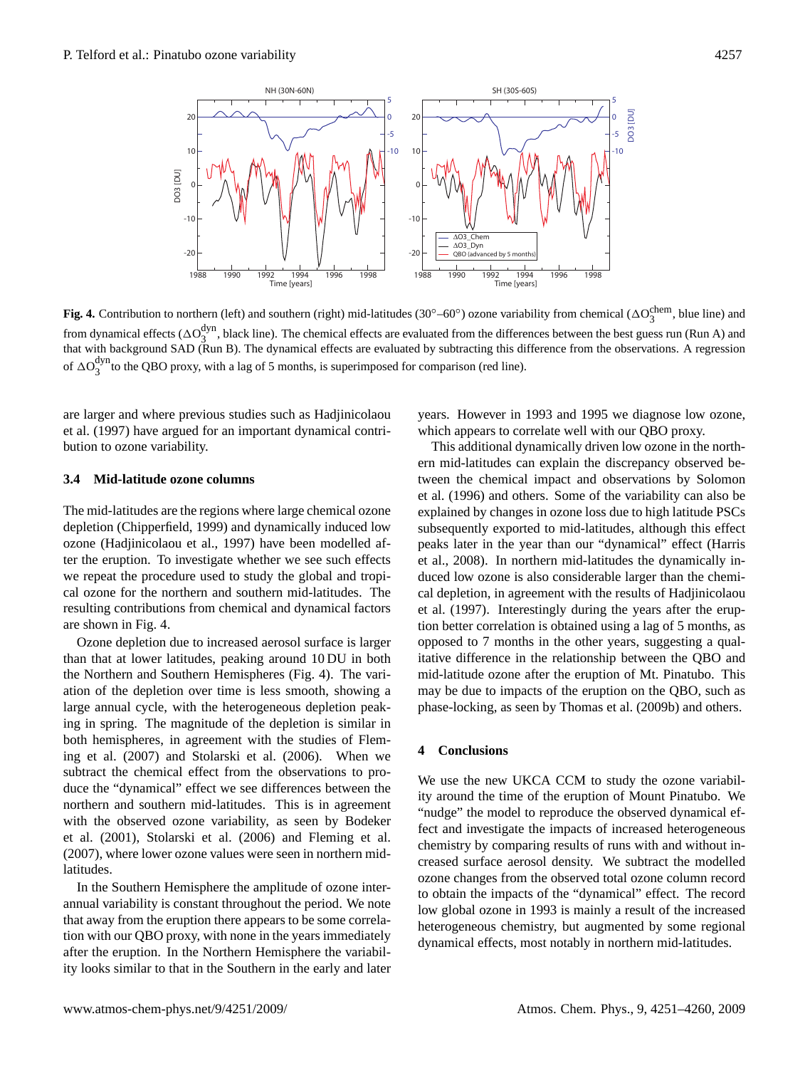NH (30N-60N)

SH (30S-60S)

DO3 [DU]

DO3 [DU]

ΔO3_Chem
ΔO3_Dyn
QBO (advanced by 5 months)

Time [years]

Time [years]

1988 1990 1992 1994 1996 1998

20 10 0 -10 -20

5 0 -5 -10

**Fig. 4.** Contribution to northern (left) and southern (right) mid-latitudes (30°–60°) ozone variability from chemical ($\Delta O_3^{chem}$, blue line) and from dynamical effects ($\Delta O_3^{dyn}$, black line). The chemical effects are evaluated from the differences between the best guess run (Run A) and that with background SAD (Run B). The dynamical effects are evaluated by subtracting this difference from the observations. A regression of $\Delta O_3^{dyn}$ to the QBO proxy, with a lag of 5 months, is superimposed for comparison (red line).

are larger and where previous studies such as Hadjinicolaou et al. (1997) have argued for an important dynamical contribution to ozone variability.

### 3.4 Mid-latitude ozone columns

The mid-latitudes are the regions where large chemical ozone depletion (Chipperfield, 1999) and dynamically induced low ozone (Hadjinicolaou et al., 1997) have been modelled after the eruption. To investigate whether we see such effects we repeat the procedure used to study the global and tropical ozone for the northern and southern mid-latitudes. The resulting contributions from chemical and dynamical factors are shown in Fig. 4.

Ozone depletion due to increased aerosol surface is larger than that at lower latitudes, peaking around 10 DU in both the Northern and Southern Hemispheres (Fig. 4). The variation of the depletion over time is less smooth, showing a large annual cycle, with the heterogeneous depletion peaking in spring. The magnitude of the depletion is similar in both hemispheres, in agreement with the studies of Fleming et al. (2007) and Stolarski et al. (2006). When we subtract the chemical effect from the observations to produce the "dynamical" effect we see differences between the northern and southern mid-latitudes. This is in agreement with the observed ozone variability, as seen by Bodeker et al. (2001), Stolarski et al. (2006) and Fleming et al. (2007), where lower ozone values were seen in northern mid-latitudes.

In the Southern Hemisphere the amplitude of ozone interannual variability is constant throughout the period. We note that away from the eruption there appears to be some correlation with our QBO proxy, with none in the years immediately after the eruption. In the Northern Hemisphere the variability looks similar to that in the Southern in the early and later years. However in 1993 and 1995 we diagnose low ozone, which appears to correlate well with our QBO proxy.

This additional dynamically driven low ozone in the northern mid-latitudes can explain the discrepancy observed between the chemical impact and observations by Solomon et al. (1996) and others. Some of the variability can also be explained by changes in ozone loss due to high latitude PSCs subsequently exported to mid-latitudes, although this effect peaks later in the year than our "dynamical" effect (Harris et al., 2008). In northern mid-latitudes the dynamically induced low ozone is also considerable larger than the chemical depletion, in agreement with the results of Hadjinicolaou et al. (1997). Interestingly during the years after the eruption better correlation is obtained using a lag of 5 months, as opposed to 7 months in the other years, suggesting a qualitative difference in the relationship between the QBO and mid-latitude ozone after the eruption of Mt. Pinatubo. This may be due to impacts of the eruption on the QBO, such as phase-locking, as seen by Thomas et al. (2009b) and others.

## 4 Conclusions

We use the new UKCA CCM to study the ozone variability around the time of the eruption of Mount Pinatubo. We "nudge" the model to reproduce the observed dynamical effect and investigate the impacts of increased heterogeneous chemistry by comparing results of runs with and without increased surface aerosol density. We subtract the modelled ozone changes from the observed total ozone column record to obtain the impacts of the "dynamical" effect. The record low global ozone in 1993 is mainly a result of the increased heterogeneous chemistry, but augmented by some regional dynamical effects, most notably in northern mid-latitudes.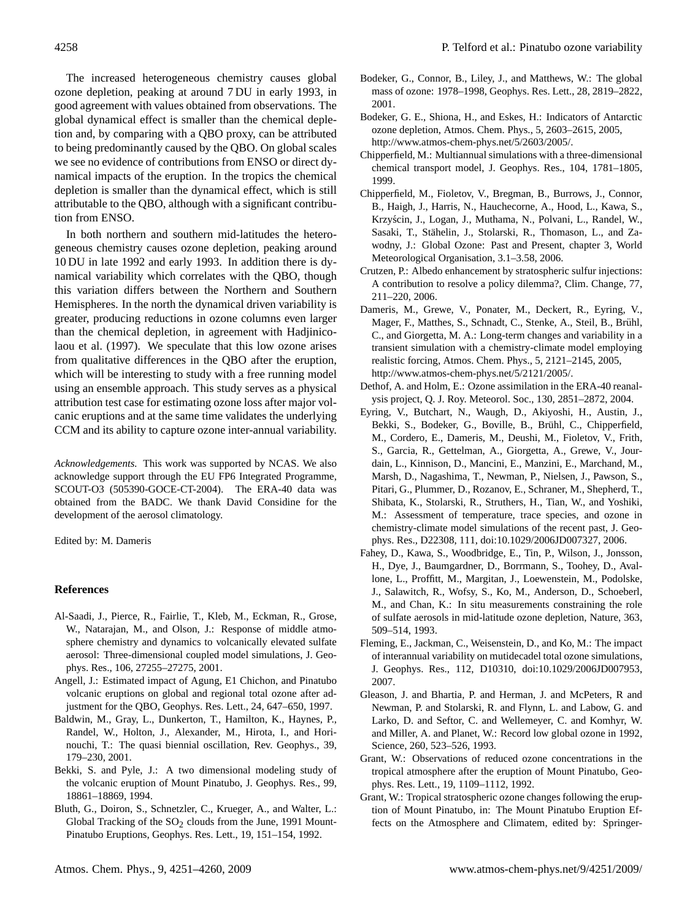The increased heterogeneous chemistry causes global ozone depletion, peaking at around 7 DU in early 1993, in good agreement with values obtained from observations. The global dynamical effect is smaller than the chemical depletion and, by comparing with a QBO proxy, can be attributed to being predominantly caused by the QBO. On global scales we see no evidence of contributions from ENSO or direct dynamical impacts of the eruption. In the tropics the chemical depletion is smaller than the dynamical effect, which is still attributable to the QBO, although with a significant contribution from ENSO.

In both northern and southern mid-latitudes the heterogeneous chemistry causes ozone depletion, peaking around 10 DU in late 1992 and early 1993. In addition there is dynamical variability which correlates with the QBO, though this variation differs between the Northern and Southern Hemispheres. In the north the dynamical driven variability is greater, producing reductions in ozone columns even larger than the chemical depletion, in agreement with Hadjinicolaou et al. (1997). We speculate that this low ozone arises from qualitative differences in the QBO after the eruption, which will be interesting to study with a free running model using an ensemble approach. This study serves as a physical attribution test case for estimating ozone loss after major volcanic eruptions and at the same time validates the underlying CCM and its ability to capture ozone inter-annual variability.

*Acknowledgements.* This work was supported by NCAS. We also acknowledge support through the EU FP6 Integrated Programme, SCOUT-O3 (505390-GOCE-CT-2004). The ERA-40 data was obtained from the BADC. We thank David Considine for the development of the aerosol climatology.

Edited by: M. Dameris

## References

Al-Saadi, J., Pierce, R., Fairlie, T., Kleb, M., Eckman, R., Grose, W., Natarajan, M., and Olson, J.: Response of middle atmosphere chemistry and dynamics to volcanically elevated sulfate aerosol: Three-dimensional coupled model simulations, J. Geophys. Res., 106, 27255–27275, 2001.

Angell, J.: Estimated impact of Agung, E1 Chichon, and Pinatubo volcanic eruptions on global and regional total ozone after adjustment for the QBO, Geophys. Res. Lett., 24, 647–650, 1997.

Baldwin, M., Gray, L., Dunkerton, T., Hamilton, K., Haynes, P., Randel, W., Holton, J., Alexander, M., Hirota, I., and Horinouchi, T.: The quasi biennial oscillation, Rev. Geophys., 39, 179–230, 2001.

Bekki, S. and Pyle, J.: A two dimensional modeling study of the volcanic eruption of Mount Pinatubo, J. Geophys. Res., 99, 18861–18869, 1994.

Bluth, G., Doiron, S., Schnetzler, C., Krueger, A., and Walter, L.: Global Tracking of the $SO_2$ clouds from the June, 1991 Mount-Pinatubo Eruptions, Geophys. Res. Lett., 19, 151–154, 1992.

Bodeker, G., Connor, B., Liley, J., and Matthews, W.: The global mass of ozone: 1978–1998, Geophys. Res. Lett., 28, 2819–2822, 2001.

Bodeker, G. E., Shiona, H., and Eskes, H.: Indicators of Antarctic ozone depletion, Atmos. Chem. Phys., 5, 2603–2615, 2005, http://www.atmos-chem-phys.net/5/2603/2005/.

Chipperfield, M.: Multiannual simulations with a three-dimensional chemical transport model, J. Geophys. Res., 104, 1781–1805, 1999.

Chipperfield, M., Fioletov, V., Bregman, B., Burrows, J., Connor, B., Haigh, J., Harris, N., Hauchecorne, A., Hood, L., Kawa, S., Krzyścin, J., Logan, J., Muthama, N., Polvani, L., Randel, W., Sasaki, T., Stähelin, J., Stolarski, R., Thomason, L., and Zawodny, J.: Global Ozone: Past and Present, chapter 3, World Meteorological Organisation, 3.1–3.58, 2006.

Crutzen, P.: Albedo enhancement by stratospheric sulfur injections: A contribution to resolve a policy dilemma?, Clim. Change, 77, 211–220, 2006.

Dameris, M., Grewe, V., Ponater, M., Deckert, R., Eyring, V., Mager, F., Matthes, S., Schnadt, C., Stenke, A., Steil, B., Brühl, C., and Giorgetta, M. A.: Long-term changes and variability in a transient simulation with a chemistry-climate model employing realistic forcing, Atmos. Chem. Phys., 5, 2121–2145, 2005, http://www.atmos-chem-phys.net/5/2121/2005/.

Dethof, A. and Holm, E.: Ozone assimilation in the ERA-40 reanalysis project, Q. J. Roy. Meteorol. Soc., 130, 2851–2872, 2004.

Eyring, V., Butchart, N., Waugh, D., Akiyoshi, H., Austin, J., Bekki, S., Bodeker, G., Boville, B., Brühl, C., Chipperfield, M., Cordero, E., Dameris, M., Deushi, M., Fioletov, V., Frith, S., Garcia, R., Gettelman, A., Giorgetta, A., Grewe, V., Jourdain, L., Kinnison, D., Mancini, E., Manzini, E., Marchand, M., Marsh, D., Nagashima, T., Newman, P., Nielsen, J., Pawson, S., Pitari, G., Plummer, D., Rozanov, E., Schraner, M., Shepherd, T., Shibata, K., Stolarski, R., Struthers, H., Tian, W., and Yoshiki, M.: Assessment of temperature, trace species, and ozone in chemistry-climate model simulations of the recent past, J. Geophys. Res., D22308, 111, doi:10.1029/2006JD007327, 2006.

Fahey, D., Kawa, S., Woodbridge, E., Tin, P., Wilson, J., Jonsson, H., Dye, J., Baumgardner, D., Borrmann, S., Toohey, D., Avallone, L., Proffitt, M., Margitan, J., Loewenstein, M., Podolske, J., Salawitch, R., Wofsy, S., Ko, M., Anderson, D., Schoeberl, M., and Chan, K.: In situ measurements constraining the role of sulfate aerosols in mid-latitude ozone depletion, Nature, 363, 509–514, 1993.

Fleming, E., Jackman, C., Weisenstein, D., and Ko, M.: The impact of interannual variability on mutidecadel total ozone simulations, J. Geophys. Res., 112, D10310, doi:10.1029/2006JD007953, 2007.

Gleason, J. and Bhartia, P. and Herman, J. and McPeters, R and Newman, P. and Stolarski, R. and Flynn, L. and Labow, G. and Larko, D. and Seftor, C. and Wellemeyer, C. and Komhyr, W. and Miller, A. and Planet, W.: Record low global ozone in 1992, Science, 260, 523–526, 1993.

Grant, W.: Observations of reduced ozone concentrations in the tropical atmosphere after the eruption of Mount Pinatubo, Geophys. Res. Lett., 19, 1109–1112, 1992.

Grant, W.: Tropical stratospheric ozone changes following the eruption of Mount Pinatubo, in: The Mount Pinatubo Eruption Effects on the Atmosphere and Climatem, edited by: Springer-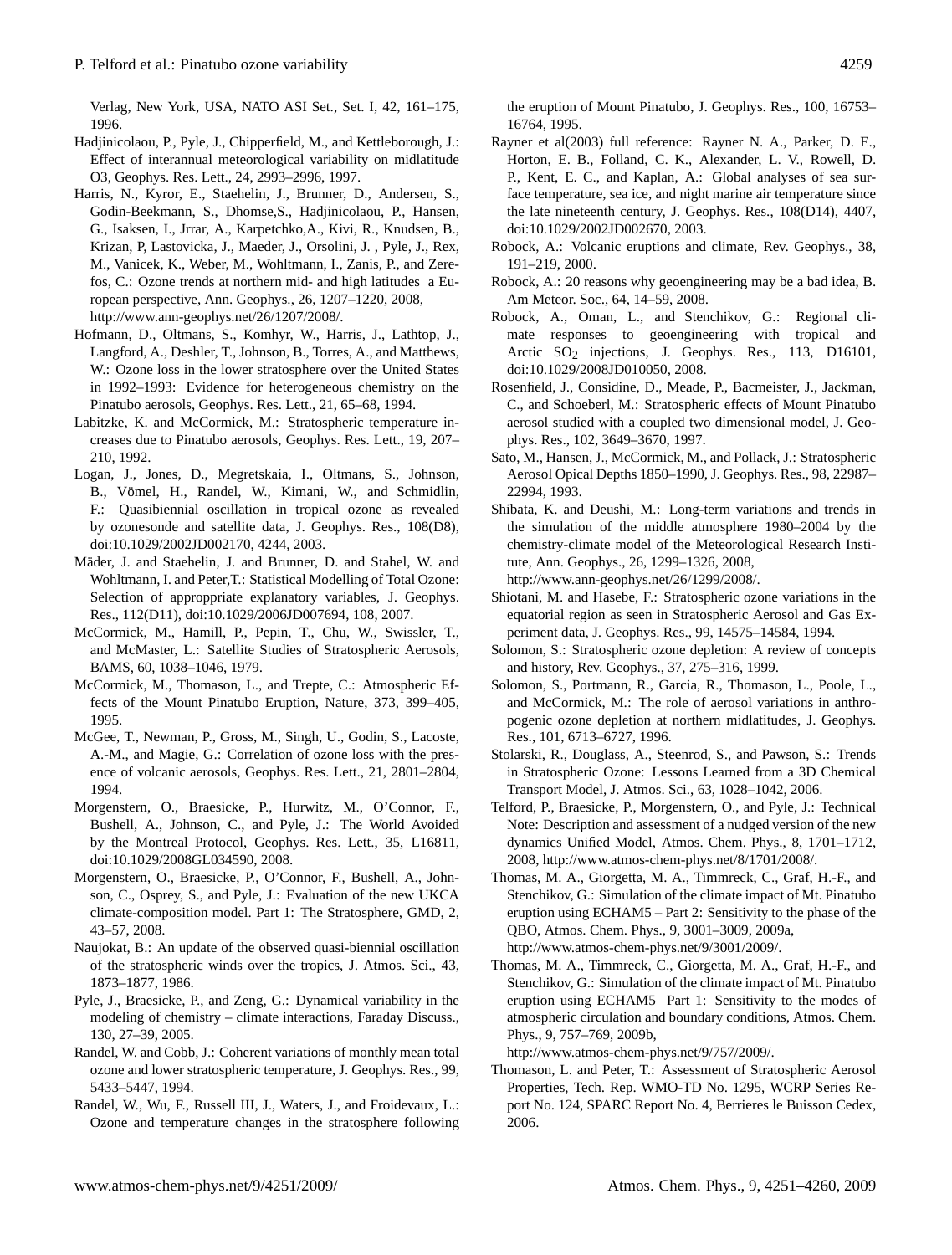Verlag, New York, USA, NATO ASI Set., Set. I, 42, 161–175, 1996.

Hadjinicolaou, P., Pyle, J., Chipperfield, M., and Kettleborough, J.: Effect of interannual meteorological variability on midlatitude O3, Geophys. Res. Lett., 24, 2993–2996, 1997.

Harris, N., Kyror, E., Staehelin, J., Brunner, D., Andersen, S., Godin-Beekmann, S., Dhomse,S., Hadjinicolaou, P., Hansen, G., Isaksen, I., Jrrar, A., Karpetchko,A., Kivi, R., Knudsen, B., Krizan, P, Lastovicka, J., Maeder, J., Orsolini, J. , Pyle, J., Rex, M., Vanicek, K., Weber, M., Wohltmann, I., Zanis, P., and Zerefos, C.: Ozone trends at northern mid- and high latitudes a European perspective, Ann. Geophys., 26, 1207–1220, 2008, http://www.ann-geophys.net/26/1207/2008/.

Hofmann, D., Oltmans, S., Komhyr, W., Harris, J., Lathtop, J., Langford, A., Deshler, T., Johnson, B., Torres, A., and Matthews, W.: Ozone loss in the lower stratosphere over the United States in 1992–1993: Evidence for heterogeneous chemistry on the Pinatubo aerosols, Geophys. Res. Lett., 21, 65–68, 1994.

Labitzke, K. and McCormick, M.: Stratospheric temperature increases due to Pinatubo aerosols, Geophys. Res. Lett., 19, 207–210, 1992.

Logan, J., Jones, D., Megretskaia, I., Oltmans, S., Johnson, B., Vömel, H., Randel, W., Kimani, W., and Schmidlin, F.: Quasibiennial oscillation in tropical ozone as revealed by ozonesonde and satellite data, J. Geophys. Res., 108(D8), doi:10.1029/2002JD002170, 4244, 2003.

Mäder, J. and Staehelin, J. and Brunner, D. and Stahel, W. and Wohltmann, I. and Peter,T.: Statistical Modelling of Total Ozone: Selection of approppriate explanatory variables, J. Geophys. Res., 112(D11), doi:10.1029/2006JD007694, 108, 2007.

McCormick, M., Hamill, P., Pepin, T., Chu, W., Swissler, T., and McMaster, L.: Satellite Studies of Stratospheric Aerosols, BAMS, 60, 1038–1046, 1979.

McCormick, M., Thomason, L., and Trepte, C.: Atmospheric Effects of the Mount Pinatubo Eruption, Nature, 373, 399–405, 1995.

McGee, T., Newman, P., Gross, M., Singh, U., Godin, S., Lacoste, A.-M., and Magie, G.: Correlation of ozone loss with the presence of volcanic aerosols, Geophys. Res. Lett., 21, 2801–2804, 1994.

Morgenstern, O., Braesicke, P., Hurwitz, M., O'Connor, F., Bushell, A., Johnson, C., and Pyle, J.: The World Avoided by the Montreal Protocol, Geophys. Res. Lett., 35, L16811, doi:10.1029/2008GL034590, 2008.

Morgenstern, O., Braesicke, P., O'Connor, F., Bushell, A., Johnson, C., Osprey, S., and Pyle, J.: Evaluation of the new UKCA climate-composition model. Part 1: The Stratosphere, GMD, 2, 43–57, 2008.

Naujokat, B.: An update of the observed quasi-biennial oscillation of the stratospheric winds over the tropics, J. Atmos. Sci., 43, 1873–1877, 1986.

Pyle, J., Braesicke, P., and Zeng, G.: Dynamical variability in the modeling of chemistry – climate interactions, Faraday Discuss., 130, 27–39, 2005.

Randel, W. and Cobb, J.: Coherent variations of monthly mean total ozone and lower stratospheric temperature, J. Geophys. Res., 99, 5433–5447, 1994.

Randel, W., Wu, F., Russell III, J., Waters, J., and Froidevaux, L.: Ozone and temperature changes in the stratosphere following the eruption of Mount Pinatubo, J. Geophys. Res., 100, 16753–16764, 1995.

Rayner et al(2003) full reference: Rayner N. A., Parker, D. E., Horton, E. B., Folland, C. K., Alexander, L. V., Rowell, D. P., Kent, E. C., and Kaplan, A.: Global analyses of sea surface temperature, sea ice, and night marine air temperature since the late nineteenth century, J. Geophys. Res., 108(D14), 4407, doi:10.1029/2002JD002670, 2003.

Robock, A.: Volcanic eruptions and climate, Rev. Geophys., 38, 191–219, 2000.

Robock, A.: 20 reasons why geoengineering may be a bad idea, B. Am Meteor. Soc., 64, 14–59, 2008.

Robock, A., Oman, L., and Stenchikov, G.: Regional climate responses to geoengineering with tropical and Arctic $SO_2$ injections, J. Geophys. Res., 113, D16101, doi:10.1029/2008JD010050, 2008.

Rosenfield, J., Considine, D., Meade, P., Bacmeister, J., Jackman, C., and Schoeberl, M.: Stratospheric effects of Mount Pinatubo aerosol studied with a coupled two dimensional model, J. Geophys. Res., 102, 3649–3670, 1997.

Sato, M., Hansen, J., McCormick, M., and Pollack, J.: Stratospheric Aerosol Opical Depths 1850–1990, J. Geophys. Res., 98, 22987–22994, 1993.

Shibata, K. and Deushi, M.: Long-term variations and trends in the simulation of the middle atmosphere 1980–2004 by the chemistry-climate model of the Meteorological Research Institute, Ann. Geophys., 26, 1299–1326, 2008, http://www.ann-geophys.net/26/1299/2008/.

Shiotani, M. and Hasebe, F.: Stratospheric ozone variations in the equatorial region as seen in Stratospheric Aerosol and Gas Experiment data, J. Geophys. Res., 99, 14575–14584, 1994.

Solomon, S.: Stratospheric ozone depletion: A review of concepts and history, Rev. Geophys., 37, 275–316, 1999.

Solomon, S., Portmann, R., Garcia, R., Thomason, L., Poole, L., and McCormick, M.: The role of aerosol variations in anthropogenic ozone depletion at northern midlatitudes, J. Geophys. Res., 101, 6713–6727, 1996.

Stolarski, R., Douglass, A., Steenrod, S., and Pawson, S.: Trends in Stratospheric Ozone: Lessons Learned from a 3D Chemical Transport Model, J. Atmos. Sci., 63, 1028–1042, 2006.

Telford, P., Braesicke, P., Morgenstern, O., and Pyle, J.: Technical Note: Description and assessment of a nudged version of the new dynamics Unified Model, Atmos. Chem. Phys., 8, 1701–1712, 2008, http://www.atmos-chem-phys.net/8/1701/2008/.

Thomas, M. A., Giorgetta, M. A., Timmreck, C., Graf, H.-F., and Stenchikov, G.: Simulation of the climate impact of Mt. Pinatubo eruption using ECHAM5 – Part 2: Sensitivity to the phase of the QBO, Atmos. Chem. Phys., 9, 3001–3009, 2009a, http://www.atmos-chem-phys.net/9/3001/2009/.

Thomas, M. A., Timmreck, C., Giorgetta, M. A., Graf, H.-F., and Stenchikov, G.: Simulation of the climate impact of Mt. Pinatubo eruption using ECHAM5 Part 1: Sensitivity to the modes of atmospheric circulation and boundary conditions, Atmos. Chem. Phys., 9, 757–769, 2009b, http://www.atmos-chem-phys.net/9/757/2009/.

Thomason, L. and Peter, T.: Assessment of Stratospheric Aerosol Properties, Tech. Rep. WMO-TD No. 1295, WCRP Series Report No. 124, SPARC Report No. 4, Berrieres le Buisson Cedex, 2006.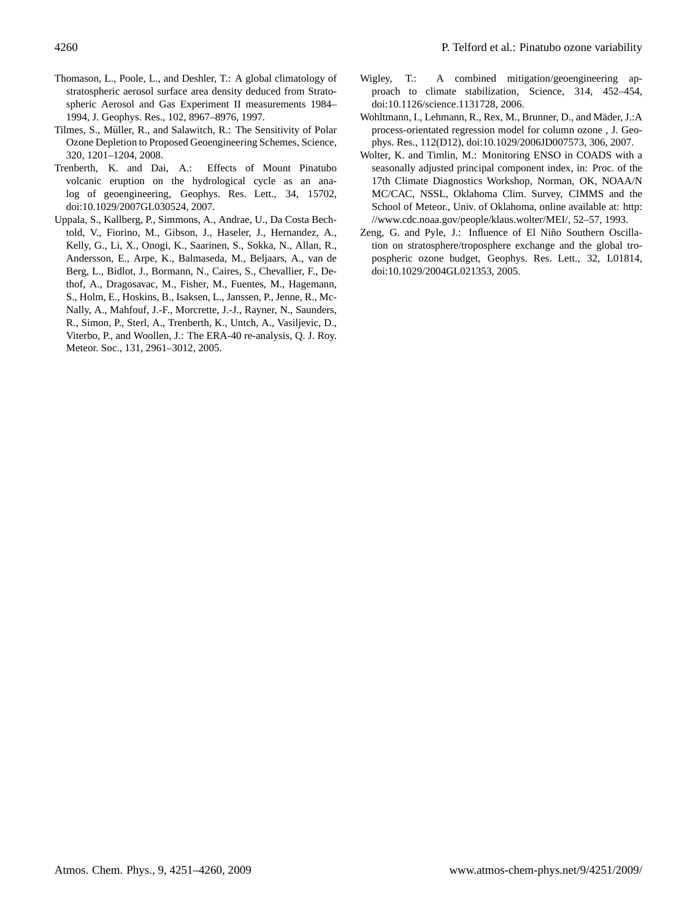Thomason, L., Poole, L., and Deshler, T.: A global climatology of stratospheric aerosol surface area density deduced from Stratospheric Aerosol and Gas Experiment II measurements 1984–1994, J. Geophys. Res., 102, 8967–8976, 1997.

Tilmes, S., Müller, R., and Salawitch, R.: The Sensitivity of Polar Ozone Depletion to Proposed Geoengineering Schemes, Science, 320, 1201–1204, 2008.

Trenberth, K. and Dai, A.: Effects of Mount Pinatubo volcanic eruption on the hydrological cycle as an analog of geoengineering, Geophys. Res. Lett., 34, 15702, doi:10.1029/2007GL030524, 2007.

Uppala, S., Kallberg, P., Simmons, A., Andrae, U., Da Costa Bechtold, V., Fiorino, M., Gibson, J., Haseler, J., Hernandez, A., Kelly, G., Li, X., Onogi, K., Saarinen, S., Sokka, N., Allan, R., Andersson, E., Arpe, K., Balmaseda, M., Beljaars, A., van de Berg, L., Bidlot, J., Bormann, N., Caires, S., Chevallier, F., Dethof, A., Dragosavac, M., Fisher, M., Fuentes, M., Hagemann, S., Holm, E., Hoskins, B., Isaksen, L., Janssen, P., Jenne, R., McNally, A., Mahfouf, J.-F., Morcrette, J.-J., Rayner, N., Saunders, R., Simon, P., Sterl, A., Trenberth, K., Untch, A., Vasiljevic, D., Viterbo, P., and Woollen, J.: The ERA-40 re-analysis, Q. J. Roy. Meteor. Soc., 131, 2961–3012, 2005.

Wigley, T.: A combined mitigation/geoengineering approach to climate stabilization, Science, 314, 452–454, doi:10.1126/science.1131728, 2006.

Wohltmann, I., Lehmann, R., Rex, M., Brunner, D., and Mäder, J.:A process-orientated regression model for column ozone , J. Geophys. Res., 112(D12), doi:10.1029/2006JD007573, 306, 2007.

Wolter, K. and Timlin, M.: Monitoring ENSO in COADS with a seasonally adjusted principal component index, in: Proc. of the 17th Climate Diagnostics Workshop, Norman, OK, NOAA/N MC/CAC, NSSL, Oklahoma Clim. Survey, CIMMS and the School of Meteor., Univ. of Oklahoma, online available at: http://www.cdc.noaa.gov/people/klaus.wolter/MEI/, 52–57, 1993.

Zeng, G. and Pyle, J.: Influence of El Niño Southern Oscillation on stratosphere/troposphere exchange and the global tropospheric ozone budget, Geophys. Res. Lett., 32, L01814, doi:10.1029/2004GL021353, 2005.